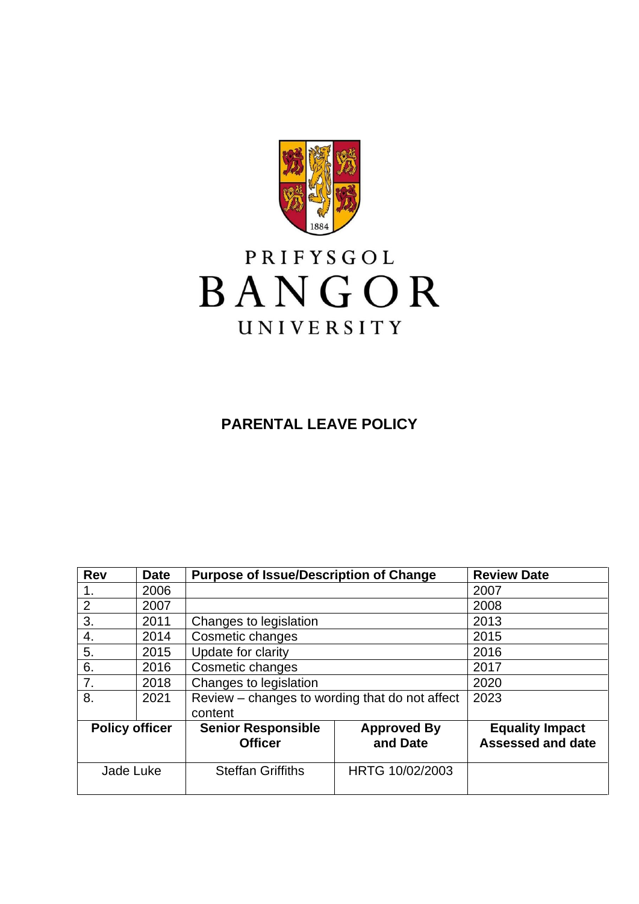PRIFYSGOL
BANGOR
UNIVERSITY

# PARENTAL LEAVE POLICY

| Rev | Date | Purpose of Issue/Description of Change | | Review Date |
|---|---|---|---|---|
| 1. | 2006 | | | 2007 |
| 2 | 2007 | | | 2008 |
| 3. | 2011 | Changes to legislation | | 2013 |
| 4. | 2014 | Cosmetic changes | | 2015 |
| 5. | 2015 | Update for clarity | | 2016 |
| 6. | 2016 | Cosmetic changes | | 2017 |
| 7. | 2018 | Changes to legislation | | 2020 |
| 8. | 2021 | Review – changes to wording that do not affect content | | 2023 |
| **Policy officer** | | **Senior Responsible Officer** | **Approved By and Date** | **Equality Impact Assessed and date** |
| Jade Luke | | Steffan Griffiths | HRTG 10/02/2003 | |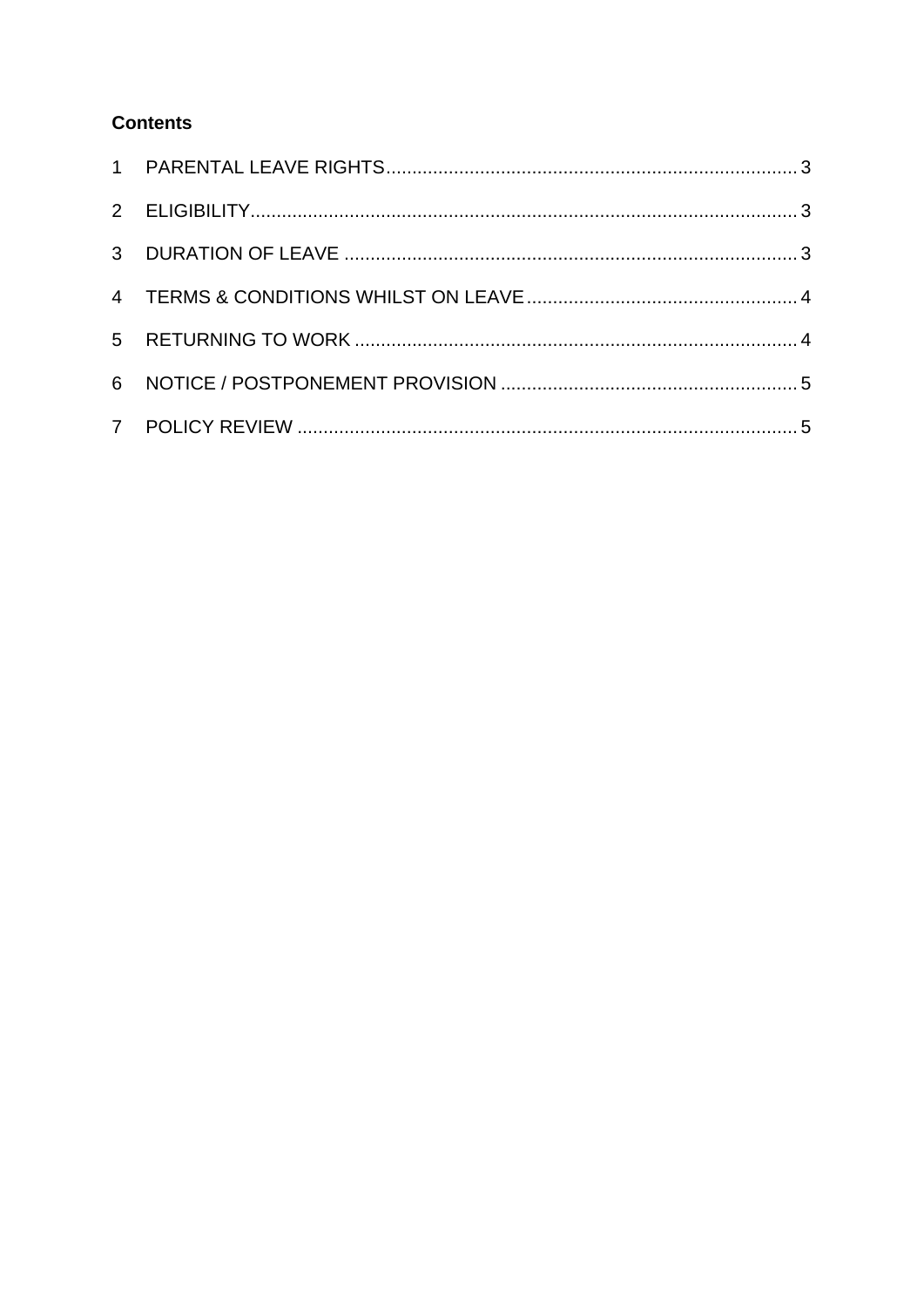**Contents**

1 PARENTAL LEAVE RIGHTS .......... 3

2 ELIGIBILITY .......... 3

3 DURATION OF LEAVE .......... 3

4 TERMS & CONDITIONS WHILST ON LEAVE .......... 4

5 RETURNING TO WORK .......... 4

6 NOTICE / POSTPONEMENT PROVISION .......... 5

7 POLICY REVIEW .......... 5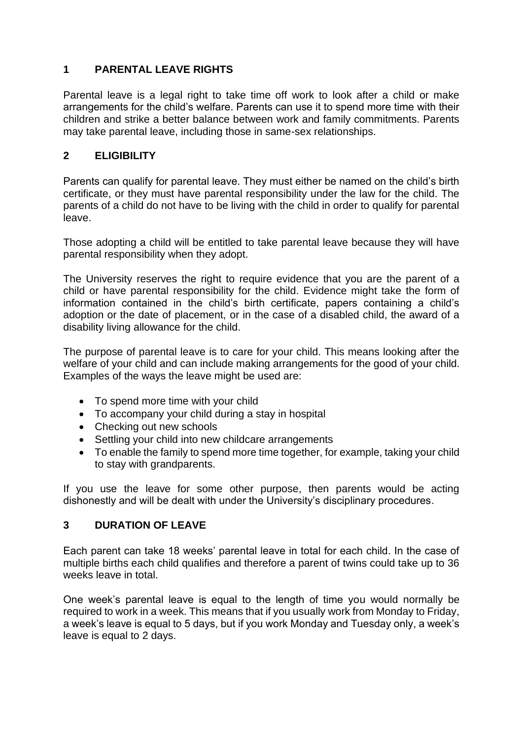## 1 PARENTAL LEAVE RIGHTS

Parental leave is a legal right to take time off work to look after a child or make arrangements for the child's welfare. Parents can use it to spend more time with their children and strike a better balance between work and family commitments. Parents may take parental leave, including those in same-sex relationships.

## 2 ELIGIBILITY

Parents can qualify for parental leave. They must either be named on the child's birth certificate, or they must have parental responsibility under the law for the child. The parents of a child do not have to be living with the child in order to qualify for parental leave.

Those adopting a child will be entitled to take parental leave because they will have parental responsibility when they adopt.

The University reserves the right to require evidence that you are the parent of a child or have parental responsibility for the child. Evidence might take the form of information contained in the child's birth certificate, papers containing a child's adoption or the date of placement, or in the case of a disabled child, the award of a disability living allowance for the child.

The purpose of parental leave is to care for your child. This means looking after the welfare of your child and can include making arrangements for the good of your child. Examples of the ways the leave might be used are:

- To spend more time with your child
- To accompany your child during a stay in hospital
- Checking out new schools
- Settling your child into new childcare arrangements
- To enable the family to spend more time together, for example, taking your child to stay with grandparents.

If you use the leave for some other purpose, then parents would be acting dishonestly and will be dealt with under the University's disciplinary procedures.

## 3 DURATION OF LEAVE

Each parent can take 18 weeks' parental leave in total for each child. In the case of multiple births each child qualifies and therefore a parent of twins could take up to 36 weeks leave in total.

One week's parental leave is equal to the length of time you would normally be required to work in a week. This means that if you usually work from Monday to Friday, a week's leave is equal to 5 days, but if you work Monday and Tuesday only, a week's leave is equal to 2 days.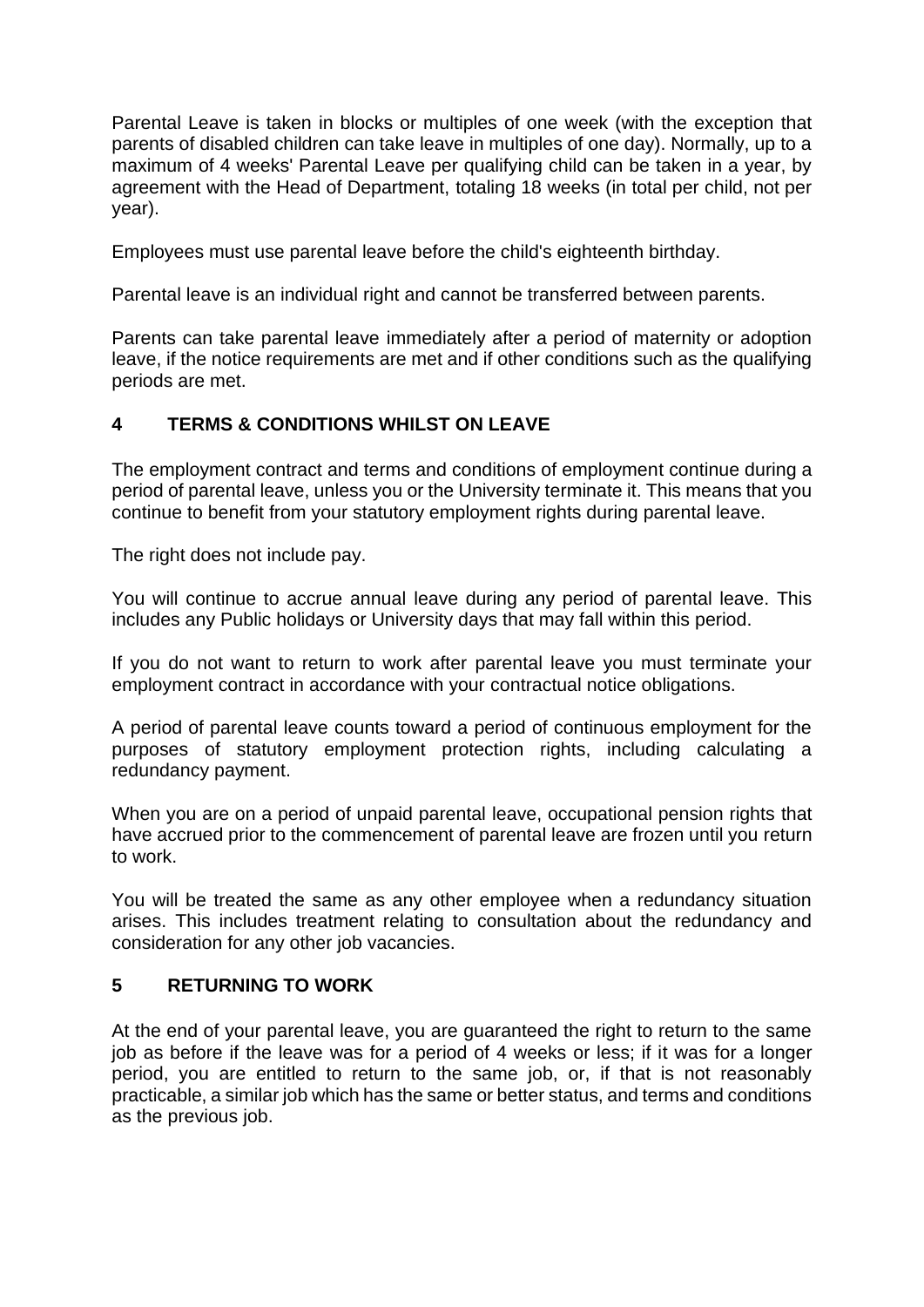Parental Leave is taken in blocks or multiples of one week (with the exception that parents of disabled children can take leave in multiples of one day). Normally, up to a maximum of 4 weeks' Parental Leave per qualifying child can be taken in a year, by agreement with the Head of Department, totaling 18 weeks (in total per child, not per year).

Employees must use parental leave before the child's eighteenth birthday.

Parental leave is an individual right and cannot be transferred between parents.

Parents can take parental leave immediately after a period of maternity or adoption leave, if the notice requirements are met and if other conditions such as the qualifying periods are met.

## 4 TERMS & CONDITIONS WHILST ON LEAVE

The employment contract and terms and conditions of employment continue during a period of parental leave, unless you or the University terminate it. This means that you continue to benefit from your statutory employment rights during parental leave.

The right does not include pay.

You will continue to accrue annual leave during any period of parental leave. This includes any Public holidays or University days that may fall within this period.

If you do not want to return to work after parental leave you must terminate your employment contract in accordance with your contractual notice obligations.

A period of parental leave counts toward a period of continuous employment for the purposes of statutory employment protection rights, including calculating a redundancy payment.

When you are on a period of unpaid parental leave, occupational pension rights that have accrued prior to the commencement of parental leave are frozen until you return to work.

You will be treated the same as any other employee when a redundancy situation arises. This includes treatment relating to consultation about the redundancy and consideration for any other job vacancies.

## 5 RETURNING TO WORK

At the end of your parental leave, you are guaranteed the right to return to the same job as before if the leave was for a period of 4 weeks or less; if it was for a longer period, you are entitled to return to the same job, or, if that is not reasonably practicable, a similar job which has the same or better status, and terms and conditions as the previous job.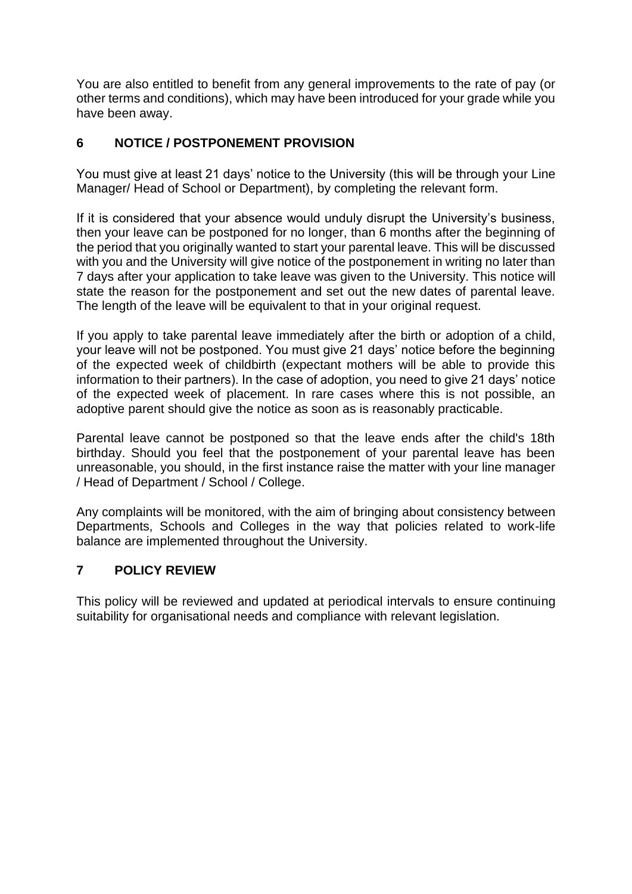You are also entitled to benefit from any general improvements to the rate of pay (or other terms and conditions), which may have been introduced for your grade while you have been away.

## 6 NOTICE / POSTPONEMENT PROVISION

You must give at least 21 days' notice to the University (this will be through your Line Manager/ Head of School or Department), by completing the relevant form.

If it is considered that your absence would unduly disrupt the University's business, then your leave can be postponed for no longer, than 6 months after the beginning of the period that you originally wanted to start your parental leave. This will be discussed with you and the University will give notice of the postponement in writing no later than 7 days after your application to take leave was given to the University. This notice will state the reason for the postponement and set out the new dates of parental leave. The length of the leave will be equivalent to that in your original request.

If you apply to take parental leave immediately after the birth or adoption of a child, your leave will not be postponed. You must give 21 days' notice before the beginning of the expected week of childbirth (expectant mothers will be able to provide this information to their partners). In the case of adoption, you need to give 21 days' notice of the expected week of placement. In rare cases where this is not possible, an adoptive parent should give the notice as soon as is reasonably practicable.

Parental leave cannot be postponed so that the leave ends after the child's 18th birthday. Should you feel that the postponement of your parental leave has been unreasonable, you should, in the first instance raise the matter with your line manager / Head of Department / School / College.

Any complaints will be monitored, with the aim of bringing about consistency between Departments, Schools and Colleges in the way that policies related to work-life balance are implemented throughout the University.

## 7 POLICY REVIEW

This policy will be reviewed and updated at periodical intervals to ensure continuing suitability for organisational needs and compliance with relevant legislation.